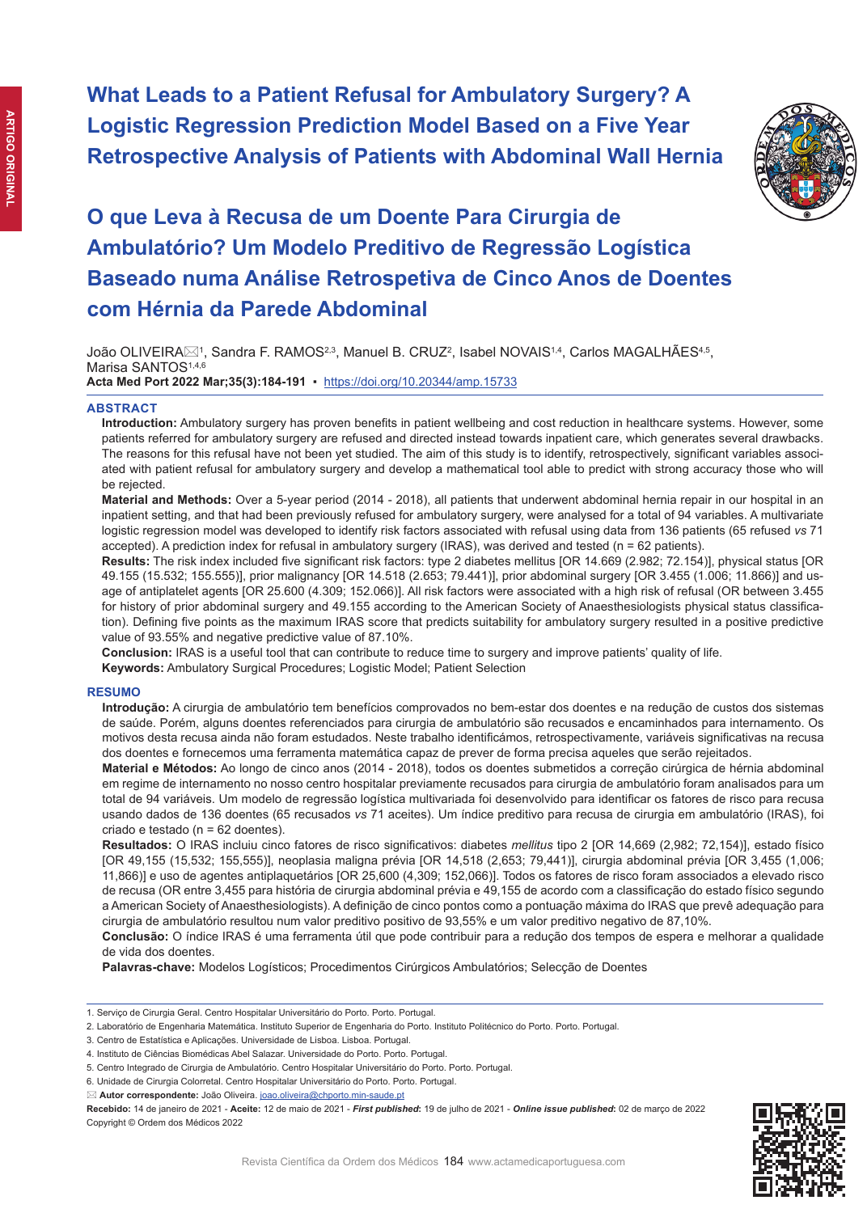# What Leads to a Patient Refusal for Ambulatory Surgery? A Logistic Regression Prediction Model Based on a Five Year Retrospective Analysis of Patients with Abdominal Wall Hernia

# O que Leva à Recusa de um Doente Para Cirurgia de Ambulatório? Um Modelo Preditivo de Regressão Logística Baseado numa Análise Retrospetiva de Cinco Anos de Doentes com Hérnia da Parede Abdominal

João OLIVEIRA✉[1], Sandra F. RAMOS[2,3], Manuel B. CRUZ[2], Isabel NOVAIS[1,4], Carlos MAGALHÃES[4,5], Marisa SANTOS[1,4,6]

**Acta Med Port 2022 Mar;35(3):184-191** ▪ https://doi.org/10.20344/amp.15733

## ABSTRACT

**Introduction:** Ambulatory surgery has proven benefits in patient wellbeing and cost reduction in healthcare systems. However, some patients referred for ambulatory surgery are refused and directed instead towards inpatient care, which generates several drawbacks. The reasons for this refusal have not been yet studied. The aim of this study is to identify, retrospectively, significant variables associated with patient refusal for ambulatory surgery and develop a mathematical tool able to predict with strong accuracy those who will be rejected.

**Material and Methods:** Over a 5-year period (2014 - 2018), all patients that underwent abdominal hernia repair in our hospital in an inpatient setting, and that had been previously refused for ambulatory surgery, were analysed for a total of 94 variables. A multivariate logistic regression model was developed to identify risk factors associated with refusal using data from 136 patients (65 refused *vs* 71 accepted). A prediction index for refusal in ambulatory surgery (IRAS), was derived and tested (n = 62 patients).

**Results:** The risk index included five significant risk factors: type 2 diabetes mellitus [OR 14.669 (2.982; 72.154)], physical status [OR 49.155 (15.532; 155.555)], prior malignancy [OR 14.518 (2.653; 79.441)], prior abdominal surgery [OR 3.455 (1.006; 11.866)] and usage of antiplatelet agents [OR 25.600 (4.309; 152.066)]. All risk factors were associated with a high risk of refusal (OR between 3.455 for history of prior abdominal surgery and 49.155 according to the American Society of Anaesthesiologists physical status classification). Defining five points as the maximum IRAS score that predicts suitability for ambulatory surgery resulted in a positive predictive value of 93.55% and negative predictive value of 87.10%.

**Conclusion:** IRAS is a useful tool that can contribute to reduce time to surgery and improve patients' quality of life.

**Keywords:** Ambulatory Surgical Procedures; Logistic Model; Patient Selection

## RESUMO

**Introdução:** A cirurgia de ambulatório tem benefícios comprovados no bem-estar dos doentes e na redução de custos dos sistemas de saúde. Porém, alguns doentes referenciados para cirurgia de ambulatório são recusados e encaminhados para internamento. Os motivos desta recusa ainda não foram estudados. Neste trabalho identificámos, retrospectivamente, variáveis significativas na recusa dos doentes e fornecemos uma ferramenta matemática capaz de prever de forma precisa aqueles que serão rejeitados.

**Material e Métodos:** Ao longo de cinco anos (2014 - 2018), todos os doentes submetidos a correção cirúrgica de hérnia abdominal em regime de internamento no nosso centro hospitalar previamente recusados para cirurgia de ambulatório foram analisados para um total de 94 variáveis. Um modelo de regressão logística multivariada foi desenvolvido para identificar os fatores de risco para recusa usando dados de 136 doentes (65 recusados *vs* 71 aceites). Um índice preditivo para recusa de cirurgia em ambulatório (IRAS), foi criado e testado (n = 62 doentes).

**Resultados:** O IRAS incluiu cinco fatores de risco significativos: diabetes *mellitus* tipo 2 [OR 14,669 (2,982; 72,154)], estado físico [OR 49,155 (15,532; 155,555)], neoplasia maligna prévia [OR 14,518 (2,653; 79,441)], cirurgia abdominal prévia [OR 3,455 (1,006; 11,866)] e uso de agentes antiplaquetários [OR 25,600 (4,309; 152,066)]. Todos os fatores de risco foram associados a elevado risco de recusa (OR entre 3,455 para história de cirurgia abdominal prévia e 49,155 de acordo com a classificação do estado físico segundo a American Society of Anaesthesiologists). A definição de cinco pontos como a pontuação máxima do IRAS que prevê adequação para cirurgia de ambulatório resultou num valor preditivo positivo de 93,55% e um valor preditivo negativo de 87,10%.

**Conclusão:** O índice IRAS é uma ferramenta útil que pode contribuir para a redução dos tempos de espera e melhorar a qualidade de vida dos doentes.

**Palavras-chave:** Modelos Logísticos; Procedimentos Cirúrgicos Ambulatórios; Selecção de Doentes

---

1. Serviço de Cirurgia Geral. Centro Hospitalar Universitário do Porto. Porto. Portugal.
2. Laboratório de Engenharia Matemática. Instituto Superior de Engenharia do Porto. Instituto Politécnico do Porto. Porto. Portugal.
3. Centro de Estatística e Aplicações. Universidade de Lisboa. Lisboa. Portugal.
4. Instituto de Ciências Biomédicas Abel Salazar. Universidade do Porto. Porto. Portugal.
5. Centro Integrado de Cirurgia de Ambulatório. Centro Hospitalar Universitário do Porto. Porto. Portugal.
6. Unidade de Cirurgia Colorretal. Centro Hospitalar Universitário do Porto. Porto. Portugal.

✉ **Autor correspondente:** João Oliveira. joao.oliveira@chporto.min-saude.pt

**Recebido:** 14 de janeiro de 2021 - **Aceite:** 12 de maio de 2021 - ***First published***: 19 de julho de 2021 - ***Online issue published***: 02 de março de 2022

Copyright © Ordem dos Médicos 2022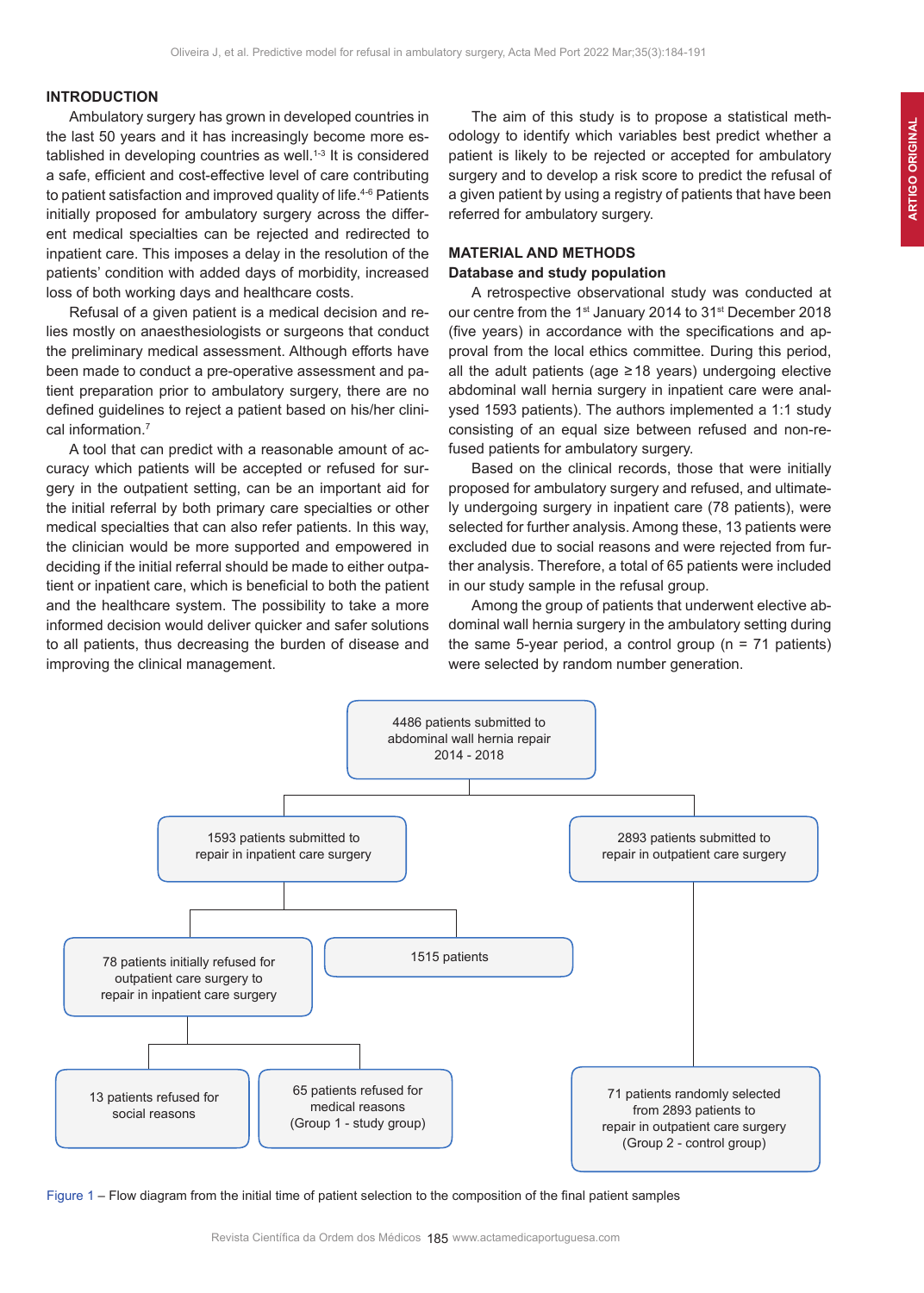## INTRODUCTION

Ambulatory surgery has grown in developed countries in the last 50 years and it has increasingly become more established in developing countries as well.[1-3] It is considered a safe, efficient and cost-effective level of care contributing to patient satisfaction and improved quality of life.[4-6] Patients initially proposed for ambulatory surgery across the different medical specialties can be rejected and redirected to inpatient care. This imposes a delay in the resolution of the patients' condition with added days of morbidity, increased loss of both working days and healthcare costs.

Refusal of a given patient is a medical decision and relies mostly on anaesthesiologists or surgeons that conduct the preliminary medical assessment. Although efforts have been made to conduct a pre-operative assessment and patient preparation prior to ambulatory surgery, there are no defined guidelines to reject a patient based on his/her clinical information.[7]

A tool that can predict with a reasonable amount of accuracy which patients will be accepted or refused for surgery in the outpatient setting, can be an important aid for the initial referral by both primary care specialties or other medical specialties that can also refer patients. In this way, the clinician would be more supported and empowered in deciding if the initial referral should be made to either outpatient or inpatient care, which is beneficial to both the patient and the healthcare system. The possibility to take a more informed decision would deliver quicker and safer solutions to all patients, thus decreasing the burden of disease and improving the clinical management.

The aim of this study is to propose a statistical methodology to identify which variables best predict whether a patient is likely to be rejected or accepted for ambulatory surgery and to develop a risk score to predict the refusal of a given patient by using a registry of patients that have been referred for ambulatory surgery.

## MATERIAL AND METHODS

### Database and study population

A retrospective observational study was conducted at our centre from the 1st January 2014 to 31st December 2018 (five years) in accordance with the specifications and approval from the local ethics committee. During this period, all the adult patients (age ≥ 18 years) undergoing elective abdominal wall hernia surgery in inpatient care were analysed 1593 patients). The authors implemented a 1:1 study consisting of an equal size between refused and non-refused patients for ambulatory surgery.

Based on the clinical records, those that were initially proposed for ambulatory surgery and refused, and ultimately undergoing surgery in inpatient care (78 patients), were selected for further analysis. Among these, 13 patients were excluded due to social reasons and were rejected from further analysis. Therefore, a total of 65 patients were included in our study sample in the refusal group.

Among the group of patients that underwent elective abdominal wall hernia surgery in the ambulatory setting during the same 5-year period, a control group (n = 71 patients) were selected by random number generation.

4486 patients submitted to abdominal wall hernia repair 2014 - 2018

- 1593 patients submitted to repair in inpatient care surgery
  - 78 patients initially refused for outpatient care surgery to repair in inpatient care surgery
    - 13 patients refused for social reasons
    - 65 patients refused for medical reasons (Group 1 - study group)
  - 1515 patients
- 2893 patients submitted to repair in outpatient care surgery
  - 71 patients randomly selected from 2893 patients to repair in outpatient care surgery (Group 2 - control group)

Figure 1 – Flow diagram from the initial time of patient selection to the composition of the final patient samples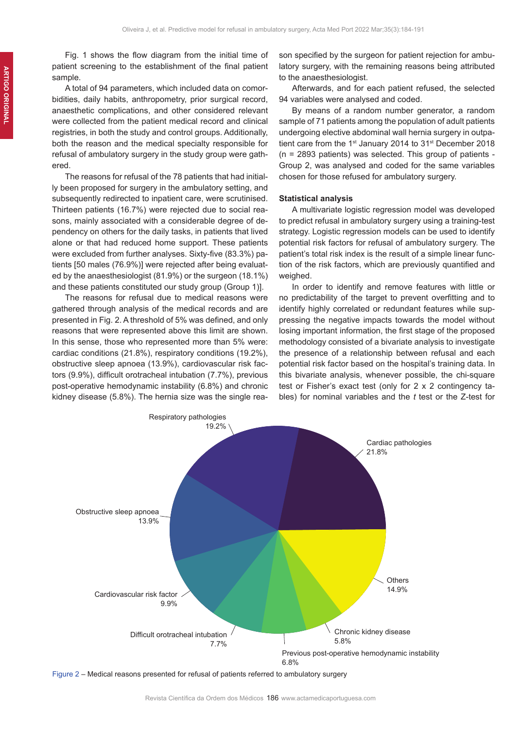Fig. 1 shows the flow diagram from the initial time of patient screening to the establishment of the final patient sample.

A total of 94 parameters, which included data on comorbidities, daily habits, anthropometry, prior surgical record, anaesthetic complications, and other considered relevant were collected from the patient medical record and clinical registries, in both the study and control groups. Additionally, both the reason and the medical specialty responsible for refusal of ambulatory surgery in the study group were gathered.

The reasons for refusal of the 78 patients that had initially been proposed for surgery in the ambulatory setting, and subsequently redirected to inpatient care, were scrutinised. Thirteen patients (16.7%) were rejected due to social reasons, mainly associated with a considerable degree of dependency on others for the daily tasks, in patients that lived alone or that had reduced home support. These patients were excluded from further analyses. Sixty-five (83.3%) patients [50 males (76.9%)] were rejected after being evaluated by the anaesthesiologist (81.9%) or the surgeon (18.1%) and these patients constituted our study group (Group 1)].

The reasons for refusal due to medical reasons were gathered through analysis of the medical records and are presented in Fig. 2. A threshold of 5% was defined, and only reasons that were represented above this limit are shown. In this sense, those who represented more than 5% were: cardiac conditions (21.8%), respiratory conditions (19.2%), obstructive sleep apnoea (13.9%), cardiovascular risk factors (9.9%), difficult orotracheal intubation (7.7%), previous post-operative hemodynamic instability (6.8%) and chronic kidney disease (5.8%). The hernia size was the single reason specified by the surgeon for patient rejection for ambulatory surgery, with the remaining reasons being attributed to the anaesthesiologist.

Afterwards, and for each patient refused, the selected 94 variables were analysed and coded.

By means of a random number generator, a random sample of 71 patients among the population of adult patients undergoing elective abdominal wall hernia surgery in outpatient care from the 1st January 2014 to 31st December 2018 (n = 2893 patients) was selected. This group of patients - Group 2, was analysed and coded for the same variables chosen for those refused for ambulatory surgery.

### Statistical analysis

A multivariate logistic regression model was developed to predict refusal in ambulatory surgery using a training-test strategy. Logistic regression models can be used to identify potential risk factors for refusal of ambulatory surgery. The patient's total risk index is the result of a simple linear function of the risk factors, which are previously quantified and weighed.

In order to identify and remove features with little or no predictability of the target to prevent overfitting and to identify highly correlated or redundant features while suppressing the negative impacts towards the model without losing important information, the first stage of the proposed methodology consisted of a bivariate analysis to investigate the presence of a relationship between refusal and each potential risk factor based on the hospital's training data. In this bivariate analysis, whenever possible, the chi-square test or Fisher's exact test (only for 2 x 2 contingency tables) for nominal variables and the *t* test or the Z-test for

Respiratory pathologies 19.2%; Cardiac pathologies 21.8%; Obstructive sleep apnoea 13.9%; Others 14.9%; Cardiovascular risk factor 9.9%; Difficult orotracheal intubation 7.7%; Chronic kidney disease 5.8%; Previous post-operative hemodynamic instability 6.8%

Figure 2 – Medical reasons presented for refusal of patients referred to ambulatory surgery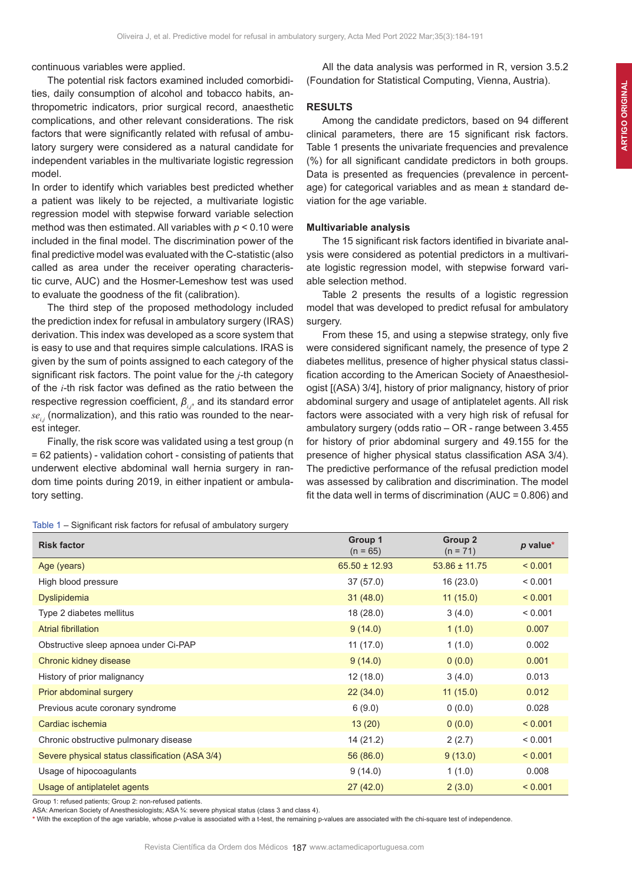continuous variables were applied.

The potential risk factors examined included comorbidities, daily consumption of alcohol and tobacco habits, anthropometric indicators, prior surgical record, anaesthetic complications, and other relevant considerations. The risk factors that were significantly related with refusal of ambulatory surgery were considered as a natural candidate for independent variables in the multivariate logistic regression model.

In order to identify which variables best predicted whether a patient was likely to be rejected, a multivariate logistic regression model with stepwise forward variable selection method was then estimated. All variables with $p < 0.10$ were included in the final model. The discrimination power of the final predictive model was evaluated with the C-statistic (also called as area under the receiver operating characteristic curve, AUC) and the Hosmer-Lemeshow test was used to evaluate the goodness of the fit (calibration).

The third step of the proposed methodology included the prediction index for refusal in ambulatory surgery (IRAS) derivation. This index was developed as a score system that is easy to use and that requires simple calculations. IRAS is given by the sum of points assigned to each category of the significant risk factors. The point value for the $j$-th category of the $i$-th risk factor was defined as the ratio between the respective regression coefficient, $\beta_{i,j}$, and its standard error $se_{i,j}$ (normalization), and this ratio was rounded to the nearest integer.

Finally, the risk score was validated using a test group (n = 62 patients) - validation cohort - consisting of patients that underwent elective abdominal wall hernia surgery in random time points during 2019, in either inpatient or ambulatory setting.

All the data analysis was performed in R, version 3.5.2 (Foundation for Statistical Computing, Vienna, Austria).

## RESULTS

Among the candidate predictors, based on 94 different clinical parameters, there are 15 significant risk factors. Table 1 presents the univariate frequencies and prevalence (%) for all significant candidate predictors in both groups. Data is presented as frequencies (prevalence in percentage) for categorical variables and as mean ± standard deviation for the age variable.

### Multivariable analysis

The 15 significant risk factors identified in bivariate analysis were considered as potential predictors in a multivariate logistic regression model, with stepwise forward variable selection method.

Table 2 presents the results of a logistic regression model that was developed to predict refusal for ambulatory surgery.

From these 15, and using a stepwise strategy, only five were considered significant namely, the presence of type 2 diabetes mellitus, presence of higher physical status classification according to the American Society of Anaesthesiologist [(ASA) 3/4], history of prior malignancy, history of prior abdominal surgery and usage of antiplatelet agents. All risk factors were associated with a very high risk of refusal for ambulatory surgery (odds ratio – OR - range between 3.455 for history of prior abdominal surgery and 49.155 for the presence of higher physical status classification ASA 3/4). The predictive performance of the refusal prediction model was assessed by calibration and discrimination. The model fit the data well in terms of discrimination (AUC = 0.806) and

Table 1 – Significant risk factors for refusal of ambulatory surgery

| Risk factor | Group 1 (n = 65) | Group 2 (n = 71) | *p* value* |
|---|---|---|---|
| Age (years) | 65.50 ± 12.93 | 53.86 ± 11.75 | < 0.001 |
| High blood pressure | 37 (57.0) | 16 (23.0) | < 0.001 |
| Dyslipidemia | 31 (48.0) | 11 (15.0) | < 0.001 |
| Type 2 diabetes mellitus | 18 (28.0) | 3 (4.0) | < 0.001 |
| Atrial fibrillation | 9 (14.0) | 1 (1.0) | 0.007 |
| Obstructive sleep apnoea under Ci-PAP | 11 (17.0) | 1 (1.0) | 0.002 |
| Chronic kidney disease | 9 (14.0) | 0 (0.0) | 0.001 |
| History of prior malignancy | 12 (18.0) | 3 (4.0) | 0.013 |
| Prior abdominal surgery | 22 (34.0) | 11 (15.0) | 0.012 |
| Previous acute coronary syndrome | 6 (9.0) | 0 (0.0) | 0.028 |
| Cardiac ischemia | 13 (20) | 0 (0.0) | < 0.001 |
| Chronic obstructive pulmonary disease | 14 (21.2) | 2 (2.7) | < 0.001 |
| Severe physical status classification (ASA 3/4) | 56 (86.0) | 9 (13.0) | < 0.001 |
| Usage of hipocoagulants | 9 (14.0) | 1 (1.0) | 0.008 |
| Usage of antiplatelet agents | 27 (42.0) | 2 (3.0) | < 0.001 |

Group 1: refused patients; Group 2: non-refused patients.
ASA: American Society of Anesthesiologists; ASA ¾: severe physical status (class 3 and class 4).
* With the exception of the age variable, whose *p*-value is associated with a t-test, the remaining p-values are associated with the chi-square test of independence.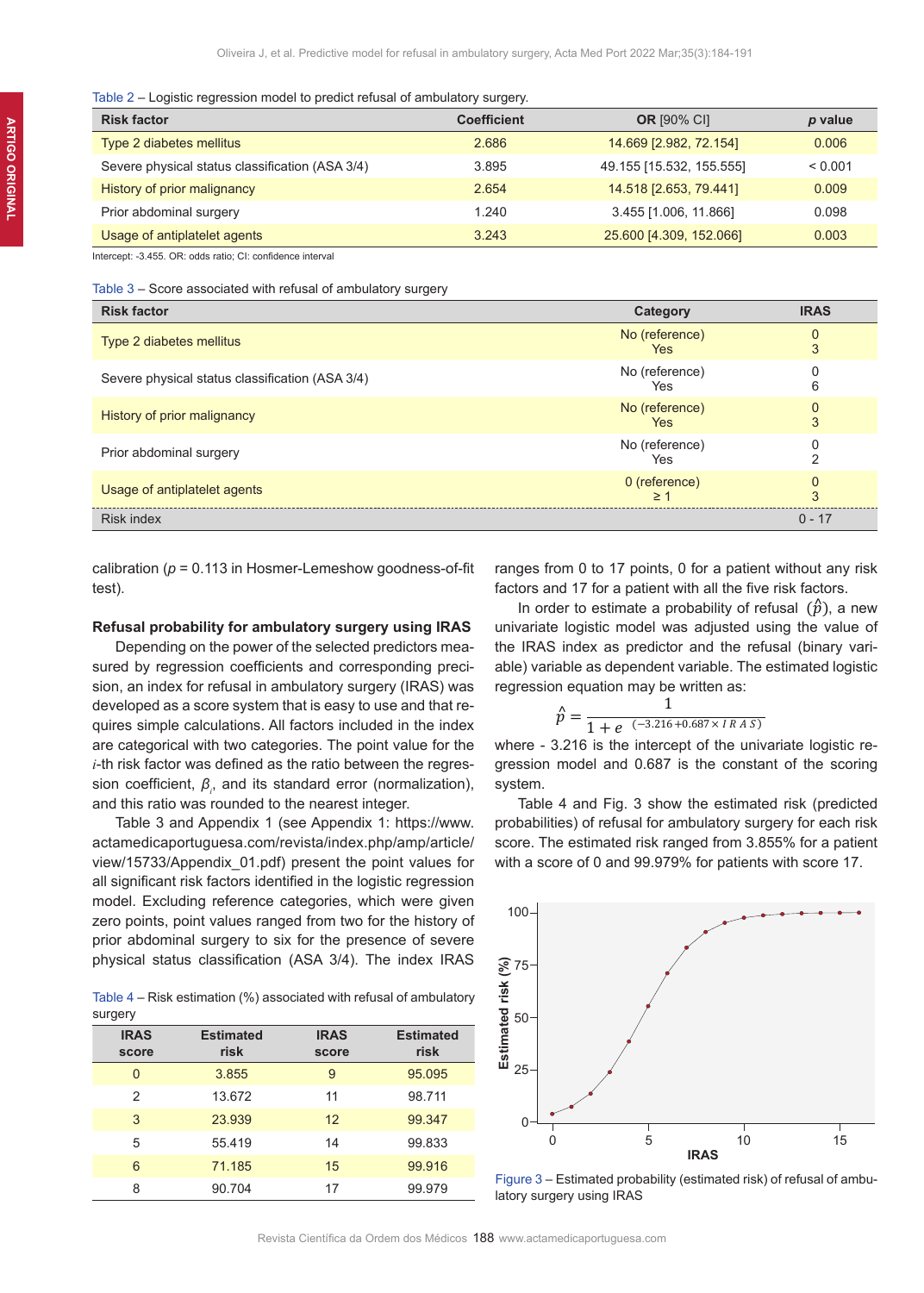Table 2 – Logistic regression model to predict refusal of ambulatory surgery.

| Risk factor | Coefficient | OR [90% CI] | *p* value |
|---|---|---|---|
| Type 2 diabetes mellitus | 2.686 | 14.669 [2.982, 72.154] | 0.006 |
| Severe physical status classification (ASA 3/4) | 3.895 | 49.155 [15.532, 155.555] | < 0.001 |
| History of prior malignancy | 2.654 | 14.518 [2.653, 79.441] | 0.009 |
| Prior abdominal surgery | 1.240 | 3.455 [1.006, 11.866] | 0.098 |
| Usage of antiplatelet agents | 3.243 | 25.600 [4.309, 152.066] | 0.003 |

Intercept: -3.455. OR: odds ratio; CI: confidence interval

Table 3 – Score associated with refusal of ambulatory surgery

| Risk factor | Category | IRAS |
|---|---|---|
| Type 2 diabetes mellitus | No (reference)<br>Yes | 0<br>3 |
| Severe physical status classification (ASA 3/4) | No (reference)<br>Yes | 0<br>6 |
| History of prior malignancy | No (reference)<br>Yes | 0<br>3 |
| Prior abdominal surgery | No (reference)<br>Yes | 0<br>2 |
| Usage of antiplatelet agents | 0 (reference)<br>≥ 1 | 0<br>3 |
| Risk index | | 0 - 17 |

calibration ($p$ = 0.113 in Hosmer-Lemeshow goodness-of-fit test).

### Refusal probability for ambulatory surgery using IRAS

Depending on the power of the selected predictors measured by regression coefficients and corresponding precision, an index for refusal in ambulatory surgery (IRAS) was developed as a score system that is easy to use and that requires simple calculations. All factors included in the index are categorical with two categories. The point value for the $i$-th risk factor was defined as the ratio between the regression coefficient, $\beta_i$, and its standard error (normalization), and this ratio was rounded to the nearest integer.

Table 3 and Appendix 1 (see Appendix 1: https://www.actamedicaportuguesa.com/revista/index.php/amp/article/view/15733/Appendix_01.pdf) present the point values for all significant risk factors identified in the logistic regression model. Excluding reference categories, which were given zero points, point values ranged from two for the history of prior abdominal surgery to six for the presence of severe physical status classification (ASA 3/4). The index IRAS ranges from 0 to 17 points, 0 for a patient without any risk factors and 17 for a patient with all the five risk factors.

In order to estimate a probability of refusal $(\hat{p})$, a new univariate logistic model was adjusted using the value of the IRAS index as predictor and the refusal (binary variable) variable as dependent variable. The estimated logistic regression equation may be written as:

$$\hat{p} = \frac{1}{1 + e^{(-3.216 + 0.687 \times IRAS)}}$$

where - 3.216 is the intercept of the univariate logistic regression model and 0.687 is the constant of the scoring system.

Table 4 and Fig. 3 show the estimated risk (predicted probabilities) of refusal for ambulatory surgery for each risk score. The estimated risk ranged from 3.855% for a patient with a score of 0 and 99.979% for patients with score 17.

Table 4 – Risk estimation (%) associated with refusal of ambulatory surgery

| IRAS score | Estimated risk | IRAS score | Estimated risk |
|---|---|---|---|
| 0 | 3.855 | 9 | 95.095 |
| 2 | 13.672 | 11 | 98.711 |
| 3 | 23.939 | 12 | 99.347 |
| 5 | 55.419 | 14 | 99.833 |
| 6 | 71.185 | 15 | 99.916 |
| 8 | 90.704 | 17 | 99.979 |

Figure 3 – Estimated probability (estimated risk) of refusal of ambulatory surgery using IRAS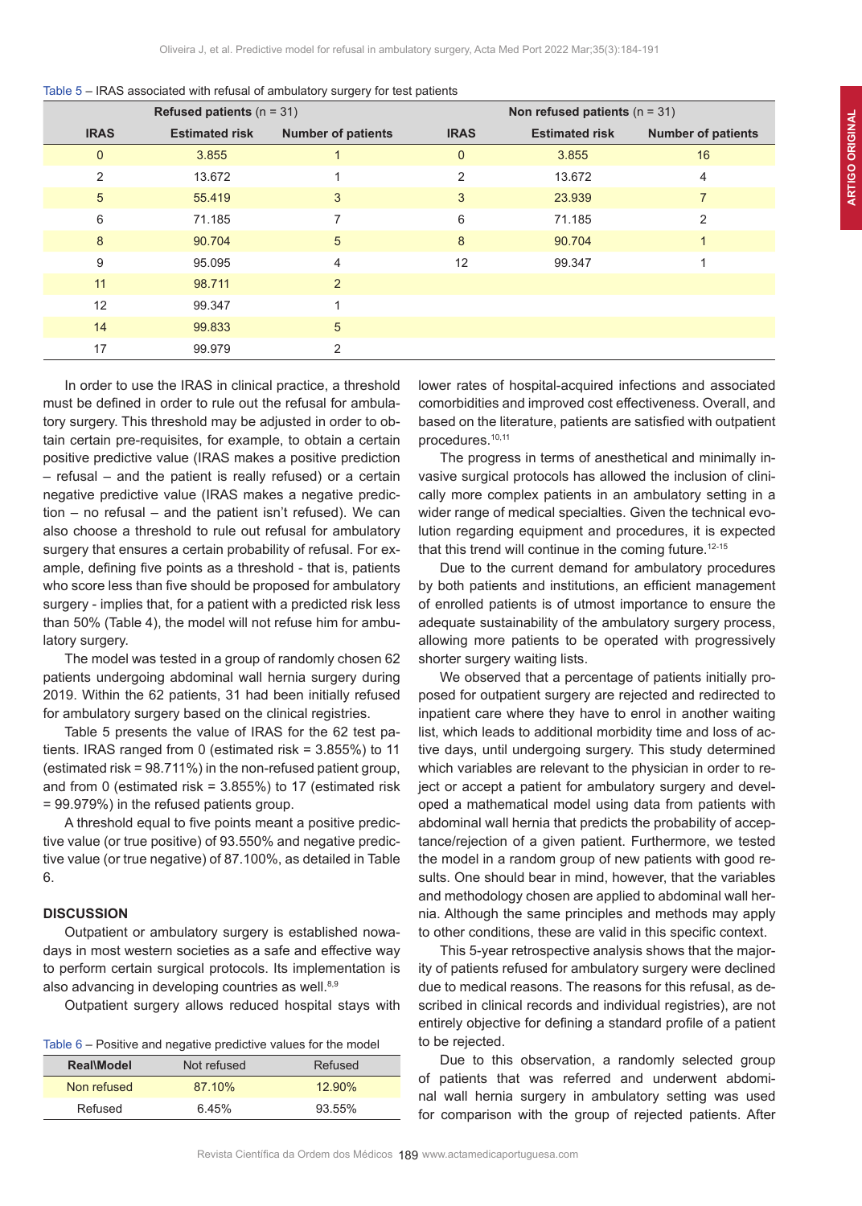Table 5 – IRAS associated with refusal of ambulatory surgery for test patients

| Refused patients (n = 31) | | | Non refused patients (n = 31) | | |
|---|---|---|---|---|---|
| **IRAS** | **Estimated risk** | **Number of patients** | **IRAS** | **Estimated risk** | **Number of patients** |
| 0 | 3.855 | 1 | 0 | 3.855 | 16 |
| 2 | 13.672 | 1 | 2 | 13.672 | 4 |
| 5 | 55.419 | 3 | 3 | 23.939 | 7 |
| 6 | 71.185 | 7 | 6 | 71.185 | 2 |
| 8 | 90.704 | 5 | 8 | 90.704 | 1 |
| 9 | 95.095 | 4 | 12 | 99.347 | 1 |
| 11 | 98.711 | 2 | | | |
| 12 | 99.347 | 1 | | | |
| 14 | 99.833 | 5 | | | |
| 17 | 99.979 | 2 | | | |

In order to use the IRAS in clinical practice, a threshold must be defined in order to rule out the refusal for ambulatory surgery. This threshold may be adjusted in order to obtain certain pre-requisites, for example, to obtain a certain positive predictive value (IRAS makes a positive prediction – refusal – and the patient is really refused) or a certain negative predictive value (IRAS makes a negative prediction – no refusal – and the patient isn't refused). We can also choose a threshold to rule out refusal for ambulatory surgery that ensures a certain probability of refusal. For example, defining five points as a threshold - that is, patients who score less than five should be proposed for ambulatory surgery - implies that, for a patient with a predicted risk less than 50% (Table 4), the model will not refuse him for ambulatory surgery.

The model was tested in a group of randomly chosen 62 patients undergoing abdominal wall hernia surgery during 2019. Within the 62 patients, 31 had been initially refused for ambulatory surgery based on the clinical registries.

Table 5 presents the value of IRAS for the 62 test patients. IRAS ranged from 0 (estimated risk = 3.855%) to 11 (estimated risk = 98.711%) in the non-refused patient group, and from 0 (estimated risk = 3.855%) to 17 (estimated risk = 99.979%) in the refused patients group.

A threshold equal to five points meant a positive predictive value (or true positive) of 93.550% and negative predictive value (or true negative) of 87.100%, as detailed in Table 6.

Table 6 – Positive and negative predictive values for the model

| Real\Model | Not refused | Refused |
|---|---|---|
| Non refused | 87.10% | 12.90% |
| Refused | 6.45% | 93.55% |

## DISCUSSION

Outpatient or ambulatory surgery is established nowadays in most western societies as a safe and effective way to perform certain surgical protocols. Its implementation is also advancing in developing countries as well.[8,9]

Outpatient surgery allows reduced hospital stays with lower rates of hospital-acquired infections and associated comorbidities and improved cost effectiveness. Overall, and based on the literature, patients are satisfied with outpatient procedures.[10,11]

The progress in terms of anesthetical and minimally invasive surgical protocols has allowed the inclusion of clinically more complex patients in an ambulatory setting in a wider range of medical specialties. Given the technical evolution regarding equipment and procedures, it is expected that this trend will continue in the coming future.[12-15]

Due to the current demand for ambulatory procedures by both patients and institutions, an efficient management of enrolled patients is of utmost importance to ensure the adequate sustainability of the ambulatory surgery process, allowing more patients to be operated with progressively shorter surgery waiting lists.

We observed that a percentage of patients initially proposed for outpatient surgery are rejected and redirected to inpatient care where they have to enrol in another waiting list, which leads to additional morbidity time and loss of active days, until undergoing surgery. This study determined which variables are relevant to the physician in order to reject or accept a patient for ambulatory surgery and developed a mathematical model using data from patients with abdominal wall hernia that predicts the probability of acceptance/rejection of a given patient. Furthermore, we tested the model in a random group of new patients with good results. One should bear in mind, however, that the variables and methodology chosen are applied to abdominal wall hernia. Although the same principles and methods may apply to other conditions, these are valid in this specific context.

This 5-year retrospective analysis shows that the majority of patients refused for ambulatory surgery were declined due to medical reasons. The reasons for this refusal, as described in clinical records and individual registries), are not entirely objective for defining a standard profile of a patient to be rejected.

Due to this observation, a randomly selected group of patients that was referred and underwent abdominal wall hernia surgery in ambulatory setting was used for comparison with the group of rejected patients. After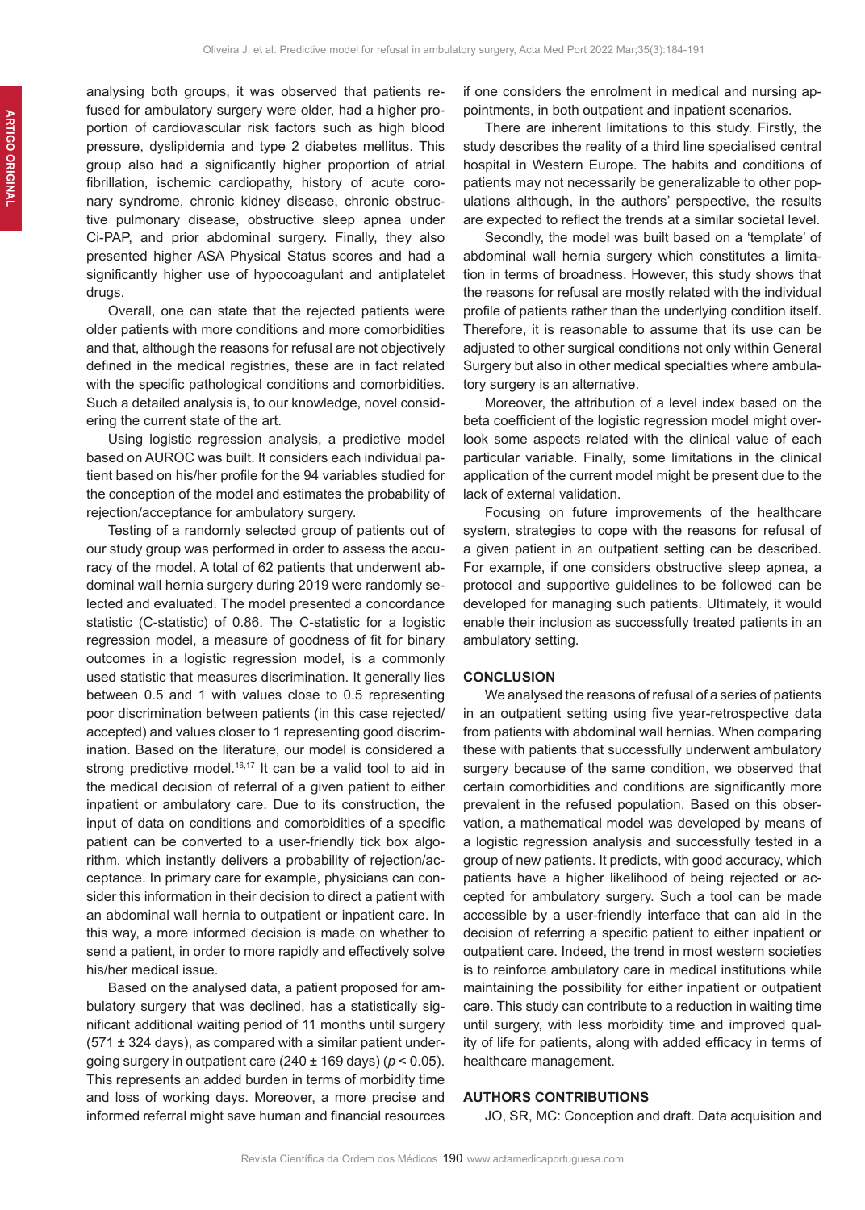analysing both groups, it was observed that patients refused for ambulatory surgery were older, had a higher proportion of cardiovascular risk factors such as high blood pressure, dyslipidemia and type 2 diabetes mellitus. This group also had a significantly higher proportion of atrial fibrillation, ischemic cardiopathy, history of acute coronary syndrome, chronic kidney disease, chronic obstructive pulmonary disease, obstructive sleep apnea under Ci-PAP, and prior abdominal surgery. Finally, they also presented higher ASA Physical Status scores and had a significantly higher use of hypocoagulant and antiplatelet drugs.

Overall, one can state that the rejected patients were older patients with more conditions and more comorbidities and that, although the reasons for refusal are not objectively defined in the medical registries, these are in fact related with the specific pathological conditions and comorbidities. Such a detailed analysis is, to our knowledge, novel considering the current state of the art.

Using logistic regression analysis, a predictive model based on AUROC was built. It considers each individual patient based on his/her profile for the 94 variables studied for the conception of the model and estimates the probability of rejection/acceptance for ambulatory surgery.

Testing of a randomly selected group of patients out of our study group was performed in order to assess the accuracy of the model. A total of 62 patients that underwent abdominal wall hernia surgery during 2019 were randomly selected and evaluated. The model presented a concordance statistic (C-statistic) of 0.86. The C-statistic for a logistic regression model, a measure of goodness of fit for binary outcomes in a logistic regression model, is a commonly used statistic that measures discrimination. It generally lies between 0.5 and 1 with values close to 0.5 representing poor discrimination between patients (in this case rejected/accepted) and values closer to 1 representing good discrimination. Based on the literature, our model is considered a strong predictive model.[16,17] It can be a valid tool to aid in the medical decision of referral of a given patient to either inpatient or ambulatory care. Due to its construction, the input of data on conditions and comorbidities of a specific patient can be converted to a user-friendly tick box algorithm, which instantly delivers a probability of rejection/acceptance. In primary care for example, physicians can consider this information in their decision to direct a patient with an abdominal wall hernia to outpatient or inpatient care. In this way, a more informed decision is made on whether to send a patient, in order to more rapidly and effectively solve his/her medical issue.

Based on the analysed data, a patient proposed for ambulatory surgery that was declined, has a statistically significant additional waiting period of 11 months until surgery (571 ± 324 days), as compared with a similar patient undergoing surgery in outpatient care (240 ± 169 days) ($p < 0.05$). This represents an added burden in terms of morbidity time and loss of working days. Moreover, a more precise and informed referral might save human and financial resources if one considers the enrolment in medical and nursing appointments, in both outpatient and inpatient scenarios.

There are inherent limitations to this study. Firstly, the study describes the reality of a third line specialised central hospital in Western Europe. The habits and conditions of patients may not necessarily be generalizable to other populations although, in the authors' perspective, the results are expected to reflect the trends at a similar societal level.

Secondly, the model was built based on a 'template' of abdominal wall hernia surgery which constitutes a limitation in terms of broadness. However, this study shows that the reasons for refusal are mostly related with the individual profile of patients rather than the underlying condition itself. Therefore, it is reasonable to assume that its use can be adjusted to other surgical conditions not only within General Surgery but also in other medical specialties where ambulatory surgery is an alternative.

Moreover, the attribution of a level index based on the beta coefficient of the logistic regression model might overlook some aspects related with the clinical value of each particular variable. Finally, some limitations in the clinical application of the current model might be present due to the lack of external validation.

Focusing on future improvements of the healthcare system, strategies to cope with the reasons for refusal of a given patient in an outpatient setting can be described. For example, if one considers obstructive sleep apnea, a protocol and supportive guidelines to be followed can be developed for managing such patients. Ultimately, it would enable their inclusion as successfully treated patients in an ambulatory setting.

## CONCLUSION

We analysed the reasons of refusal of a series of patients in an outpatient setting using five year-retrospective data from patients with abdominal wall hernias. When comparing these with patients that successfully underwent ambulatory surgery because of the same condition, we observed that certain comorbidities and conditions are significantly more prevalent in the refused population. Based on this observation, a mathematical model was developed by means of a logistic regression analysis and successfully tested in a group of new patients. It predicts, with good accuracy, which patients have a higher likelihood of being rejected or accepted for ambulatory surgery. Such a tool can be made accessible by a user-friendly interface that can aid in the decision of referring a specific patient to either inpatient or outpatient care. Indeed, the trend in most western societies is to reinforce ambulatory care in medical institutions while maintaining the possibility for either inpatient or outpatient care. This study can contribute to a reduction in waiting time until surgery, with less morbidity time and improved quality of life for patients, along with added efficacy in terms of healthcare management.

## AUTHORS CONTRIBUTIONS

JO, SR, MC: Conception and draft. Data acquisition and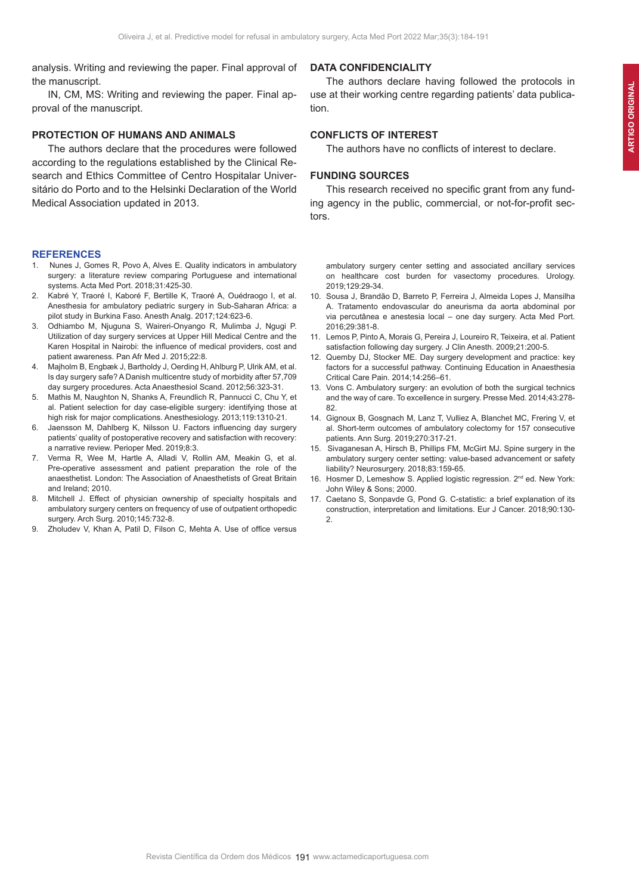analysis. Writing and reviewing the paper. Final approval of the manuscript.

IN, CM, MS: Writing and reviewing the paper. Final approval of the manuscript.

## PROTECTION OF HUMANS AND ANIMALS

The authors declare that the procedures were followed according to the regulations established by the Clinical Research and Ethics Committee of Centro Hospitalar Universitário do Porto and to the Helsinki Declaration of the World Medical Association updated in 2013.

## DATA CONFIDENCIALITY

The authors declare having followed the protocols in use at their working centre regarding patients' data publication.

## CONFLICTS OF INTEREST

The authors have no conflicts of interest to declare.

## FUNDING SOURCES

This research received no specific grant from any funding agency in the public, commercial, or not-for-profit sectors.

## REFERENCES

1. Nunes J, Gomes R, Povo A, Alves E. Quality indicators in ambulatory surgery: a literature review comparing Portuguese and international systems. Acta Med Port. 2018;31:425-30.
2. Kabré Y, Traoré I, Kaboré F, Bertille K, Traoré A, Ouédraogo I, et al. Anesthesia for ambulatory pediatric surgery in Sub-Saharan Africa: a pilot study in Burkina Faso. Anesth Analg. 2017;124:623-6.
3. Odhiambo M, Njuguna S, Waireri-Onyango R, Mulimba J, Ngugi P. Utilization of day surgery services at Upper Hill Medical Centre and the Karen Hospital in Nairobi: the influence of medical providers, cost and patient awareness. Pan Afr Med J. 2015;22:8.
4. Majholm B, Engbæk J, Bartholdy J, Oerding H, Ahlburg P, Ulrik AM, et al. Is day surgery safe? A Danish multicentre study of morbidity after 57,709 day surgery procedures. Acta Anaesthesiol Scand. 2012;56:323-31.
5. Mathis M, Naughton N, Shanks A, Freundlich R, Pannucci C, Chu Y, et al. Patient selection for day case-eligible surgery: identifying those at high risk for major complications. Anesthesiology. 2013;119:1310-21.
6. Jaensson M, Dahlberg K, Nilsson U. Factors influencing day surgery patients' quality of postoperative recovery and satisfaction with recovery: a narrative review. Perioper Med. 2019;8:3.
7. Verma R, Wee M, Hartle A, Alladi V, Rollin AM, Meakin G, et al. Pre-operative assessment and patient preparation the role of the anaesthetist. London: The Association of Anaesthetists of Great Britain and Ireland; 2010.
8. Mitchell J. Effect of physician ownership of specialty hospitals and ambulatory surgery centers on frequency of use of outpatient orthopedic surgery. Arch Surg. 2010;145:732-8.
9. Zholudev V, Khan A, Patil D, Filson C, Mehta A. Use of office versus ambulatory surgery center setting and associated ancillary services on healthcare cost burden for vasectomy procedures. Urology. 2019;129:29-34.
10. Sousa J, Brandão D, Barreto P, Ferreira J, Almeida Lopes J, Mansilha A. Tratamento endovascular do aneurisma da aorta abdominal por via percutânea e anestesia local – one day surgery. Acta Med Port. 2016;29:381-8.
11. Lemos P, Pinto A, Morais G, Pereira J, Loureiro R, Teixeira, et al. Patient satisfaction following day surgery. J Clin Anesth. 2009;21:200-5.
12. Quemby DJ, Stocker ME. Day surgery development and practice: key factors for a successful pathway. Continuing Education in Anaesthesia Critical Care Pain. 2014;14:256–61.
13. Vons C. Ambulatory surgery: an evolution of both the surgical technics and the way of care. To excellence in surgery. Presse Med. 2014;43:278-82.
14. Gignoux B, Gosgnach M, Lanz T, Vulliez A, Blanchet MC, Frering V, et al. Short-term outcomes of ambulatory colectomy for 157 consecutive patients. Ann Surg. 2019;270:317-21.
15. Sivaganesan A, Hirsch B, Phillips FM, McGirt MJ. Spine surgery in the ambulatory surgery center setting: value-based advancement or safety liability? Neurosurgery. 2018;83:159-65.
16. Hosmer D, Lemeshow S. Applied logistic regression. 2nd ed. New York: John Wiley & Sons; 2000.
17. Caetano S, Sonpavde G, Pond G. C-statistic: a brief explanation of its construction, interpretation and limitations. Eur J Cancer. 2018;90:130-2.